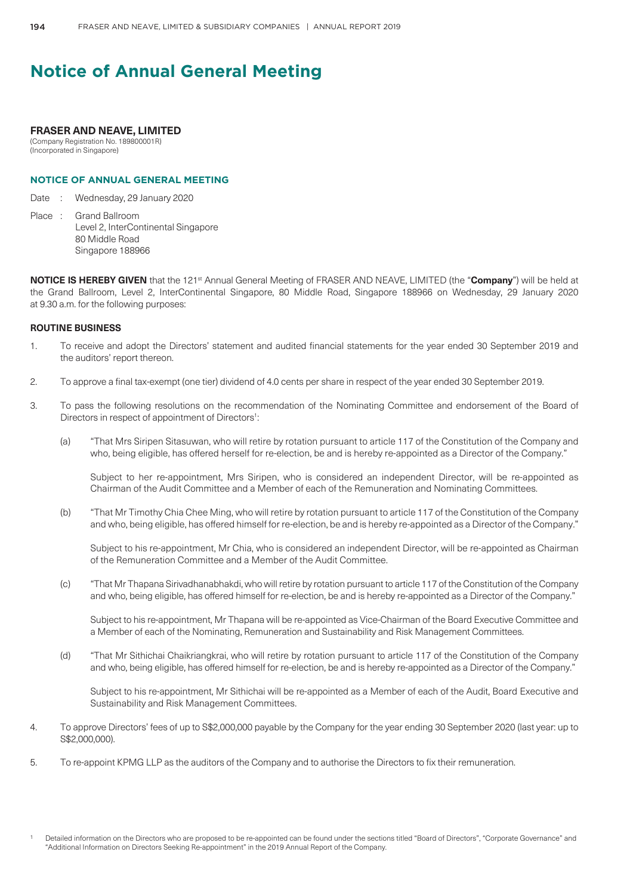# Notice of Annual General Meeting

**FRASER AND NEAVE, LIMITED**
(Company Registration No. 189800001R)
(Incorporated in Singapore)

## NOTICE OF ANNUAL GENERAL MEETING

Date : Wednesday, 29 January 2020

Place : Grand Ballroom
Level 2, InterContinental Singapore
80 Middle Road
Singapore 188966

**NOTICE IS HEREBY GIVEN** that the 121st Annual General Meeting of FRASER AND NEAVE, LIMITED (the "**Company**") will be held at the Grand Ballroom, Level 2, InterContinental Singapore, 80 Middle Road, Singapore 188966 on Wednesday, 29 January 2020 at 9.30 a.m. for the following purposes:

**ROUTINE BUSINESS**

1. To receive and adopt the Directors' statement and audited financial statements for the year ended 30 September 2019 and the auditors' report thereon.

2. To approve a final tax-exempt (one tier) dividend of 4.0 cents per share in respect of the year ended 30 September 2019.

3. To pass the following resolutions on the recommendation of the Nominating Committee and endorsement of the Board of Directors in respect of appointment of Directors[1]:

   (a) "That Mrs Siripen Sitasuwan, who will retire by rotation pursuant to article 117 of the Constitution of the Company and who, being eligible, has offered herself for re-election, be and is hereby re-appointed as a Director of the Company."

   Subject to her re-appointment, Mrs Siripen, who is considered an independent Director, will be re-appointed as Chairman of the Audit Committee and a Member of each of the Remuneration and Nominating Committees.

   (b) "That Mr Timothy Chia Chee Ming, who will retire by rotation pursuant to article 117 of the Constitution of the Company and who, being eligible, has offered himself for re-election, be and is hereby re-appointed as a Director of the Company."

   Subject to his re-appointment, Mr Chia, who is considered an independent Director, will be re-appointed as Chairman of the Remuneration Committee and a Member of the Audit Committee.

   (c) "That Mr Thapana Sirivadhanabhakdi, who will retire by rotation pursuant to article 117 of the Constitution of the Company and who, being eligible, has offered himself for re-election, be and is hereby re-appointed as a Director of the Company."

   Subject to his re-appointment, Mr Thapana will be re-appointed as Vice-Chairman of the Board Executive Committee and a Member of each of the Nominating, Remuneration and Sustainability and Risk Management Committees.

   (d) "That Mr Sithichai Chaikriangkrai, who will retire by rotation pursuant to article 117 of the Constitution of the Company and who, being eligible, has offered himself for re-election, be and is hereby re-appointed as a Director of the Company."

   Subject to his re-appointment, Mr Sithichai will be re-appointed as a Member of each of the Audit, Board Executive and Sustainability and Risk Management Committees.

4. To approve Directors' fees of up to S$2,000,000 payable by the Company for the year ending 30 September 2020 (last year: up to S$2,000,000).

5. To re-appoint KPMG LLP as the auditors of the Company and to authorise the Directors to fix their remuneration.

[1] Detailed information on the Directors who are proposed to be re-appointed can be found under the sections titled "Board of Directors", "Corporate Governance" and "Additional Information on Directors Seeking Re-appointment" in the 2019 Annual Report of the Company.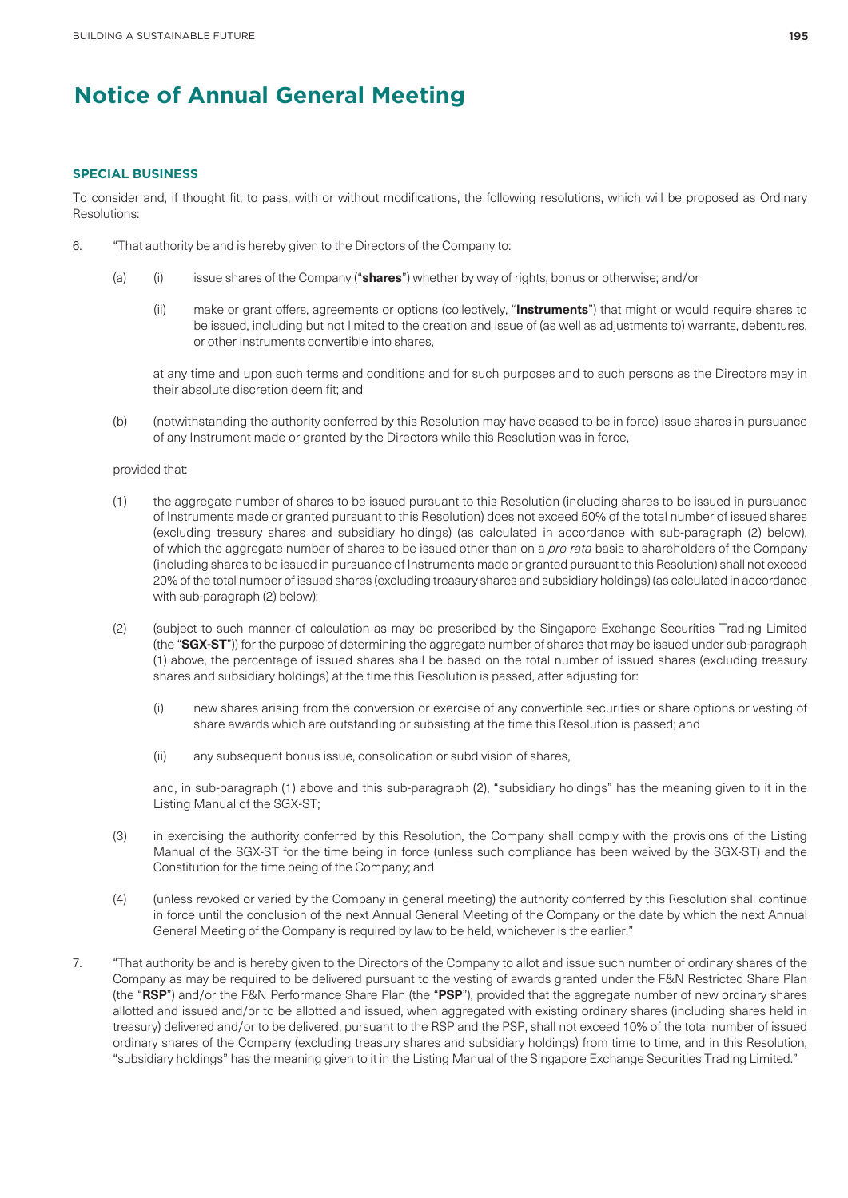# Notice of Annual General Meeting

## SPECIAL BUSINESS

To consider and, if thought fit, to pass, with or without modifications, the following resolutions, which will be proposed as Ordinary Resolutions:

6. "That authority be and is hereby given to the Directors of the Company to:

   (a) (i) issue shares of the Company ("**shares**") whether by way of rights, bonus or otherwise; and/or

   (ii) make or grant offers, agreements or options (collectively, "**Instruments**") that might or would require shares to be issued, including but not limited to the creation and issue of (as well as adjustments to) warrants, debentures, or other instruments convertible into shares,

   at any time and upon such terms and conditions and for such purposes and to such persons as the Directors may in their absolute discretion deem fit; and

   (b) (notwithstanding the authority conferred by this Resolution may have ceased to be in force) issue shares in pursuance of any Instrument made or granted by the Directors while this Resolution was in force,

   provided that:

   (1) the aggregate number of shares to be issued pursuant to this Resolution (including shares to be issued in pursuance of Instruments made or granted pursuant to this Resolution) does not exceed 50% of the total number of issued shares (excluding treasury shares and subsidiary holdings) (as calculated in accordance with sub-paragraph (2) below), of which the aggregate number of shares to be issued other than on a *pro rata* basis to shareholders of the Company (including shares to be issued in pursuance of Instruments made or granted pursuant to this Resolution) shall not exceed 20% of the total number of issued shares (excluding treasury shares and subsidiary holdings) (as calculated in accordance with sub-paragraph (2) below);

   (2) (subject to such manner of calculation as may be prescribed by the Singapore Exchange Securities Trading Limited (the "**SGX-ST**")) for the purpose of determining the aggregate number of shares that may be issued under sub-paragraph (1) above, the percentage of issued shares shall be based on the total number of issued shares (excluding treasury shares and subsidiary holdings) at the time this Resolution is passed, after adjusting for:

   (i) new shares arising from the conversion or exercise of any convertible securities or share options or vesting of share awards which are outstanding or subsisting at the time this Resolution is passed; and

   (ii) any subsequent bonus issue, consolidation or subdivision of shares,

   and, in sub-paragraph (1) above and this sub-paragraph (2), "subsidiary holdings" has the meaning given to it in the Listing Manual of the SGX-ST;

   (3) in exercising the authority conferred by this Resolution, the Company shall comply with the provisions of the Listing Manual of the SGX-ST for the time being in force (unless such compliance has been waived by the SGX-ST) and the Constitution for the time being of the Company; and

   (4) (unless revoked or varied by the Company in general meeting) the authority conferred by this Resolution shall continue in force until the conclusion of the next Annual General Meeting of the Company or the date by which the next Annual General Meeting of the Company is required by law to be held, whichever is the earlier."

7. "That authority be and is hereby given to the Directors of the Company to allot and issue such number of ordinary shares of the Company as may be required to be delivered pursuant to the vesting of awards granted under the F&N Restricted Share Plan (the "**RSP**") and/or the F&N Performance Share Plan (the "**PSP**"), provided that the aggregate number of new ordinary shares allotted and issued and/or to be allotted and issued, when aggregated with existing ordinary shares (including shares held in treasury) delivered and/or to be delivered, pursuant to the RSP and the PSP, shall not exceed 10% of the total number of issued ordinary shares of the Company (excluding treasury shares and subsidiary holdings) from time to time, and in this Resolution, "subsidiary holdings" has the meaning given to it in the Listing Manual of the Singapore Exchange Securities Trading Limited."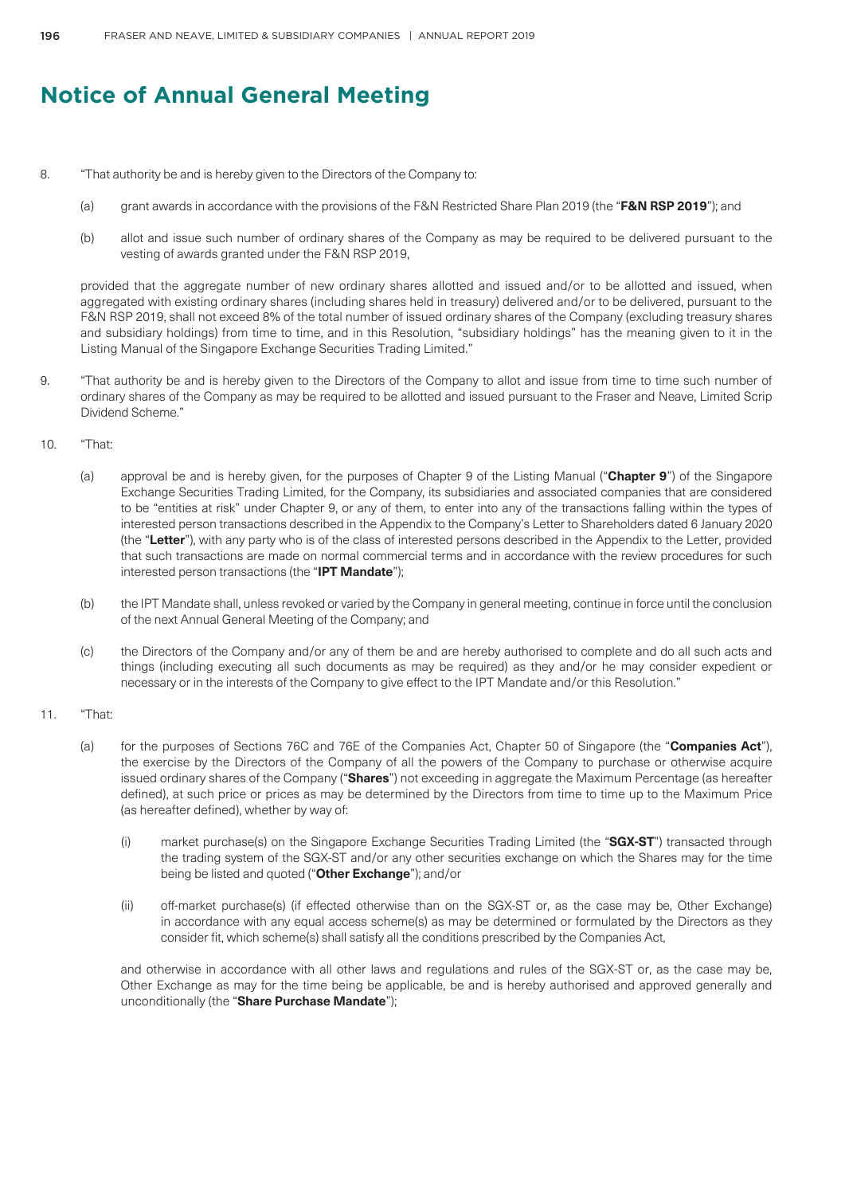# Notice of Annual General Meeting

8. "That authority be and is hereby given to the Directors of the Company to:

   (a) grant awards in accordance with the provisions of the F&N Restricted Share Plan 2019 (the "**F&N RSP 2019**"); and

   (b) allot and issue such number of ordinary shares of the Company as may be required to be delivered pursuant to the vesting of awards granted under the F&N RSP 2019,

   provided that the aggregate number of new ordinary shares allotted and issued and/or to be allotted and issued, when aggregated with existing ordinary shares (including shares held in treasury) delivered and/or to be delivered, pursuant to the F&N RSP 2019, shall not exceed 8% of the total number of issued ordinary shares of the Company (excluding treasury shares and subsidiary holdings) from time to time, and in this Resolution, "subsidiary holdings" has the meaning given to it in the Listing Manual of the Singapore Exchange Securities Trading Limited."

9. "That authority be and is hereby given to the Directors of the Company to allot and issue from time to time such number of ordinary shares of the Company as may be required to be allotted and issued pursuant to the Fraser and Neave, Limited Scrip Dividend Scheme."

10. "That:

    (a) approval be and is hereby given, for the purposes of Chapter 9 of the Listing Manual ("**Chapter 9**") of the Singapore Exchange Securities Trading Limited, for the Company, its subsidiaries and associated companies that are considered to be "entities at risk" under Chapter 9, or any of them, to enter into any of the transactions falling within the types of interested person transactions described in the Appendix to the Company's Letter to Shareholders dated 6 January 2020 (the "**Letter**"), with any party who is of the class of interested persons described in the Appendix to the Letter, provided that such transactions are made on normal commercial terms and in accordance with the review procedures for such interested person transactions (the "**IPT Mandate**");

    (b) the IPT Mandate shall, unless revoked or varied by the Company in general meeting, continue in force until the conclusion of the next Annual General Meeting of the Company; and

    (c) the Directors of the Company and/or any of them be and are hereby authorised to complete and do all such acts and things (including executing all such documents as may be required) as they and/or he may consider expedient or necessary or in the interests of the Company to give effect to the IPT Mandate and/or this Resolution."

11. "That:

    (a) for the purposes of Sections 76C and 76E of the Companies Act, Chapter 50 of Singapore (the "**Companies Act**"), the exercise by the Directors of the Company of all the powers of the Company to purchase or otherwise acquire issued ordinary shares of the Company ("**Shares**") not exceeding in aggregate the Maximum Percentage (as hereafter defined), at such price or prices as may be determined by the Directors from time to time up to the Maximum Price (as hereafter defined), whether by way of:

       (i) market purchase(s) on the Singapore Exchange Securities Trading Limited (the "**SGX-ST**") transacted through the trading system of the SGX-ST and/or any other securities exchange on which the Shares may for the time being be listed and quoted ("**Other Exchange**"); and/or

       (ii) off-market purchase(s) (if effected otherwise than on the SGX-ST or, as the case may be, Other Exchange) in accordance with any equal access scheme(s) as may be determined or formulated by the Directors as they consider fit, which scheme(s) shall satisfy all the conditions prescribed by the Companies Act,

    and otherwise in accordance with all other laws and regulations and rules of the SGX-ST or, as the case may be, Other Exchange as may for the time being be applicable, be and is hereby authorised and approved generally and unconditionally (the "**Share Purchase Mandate**");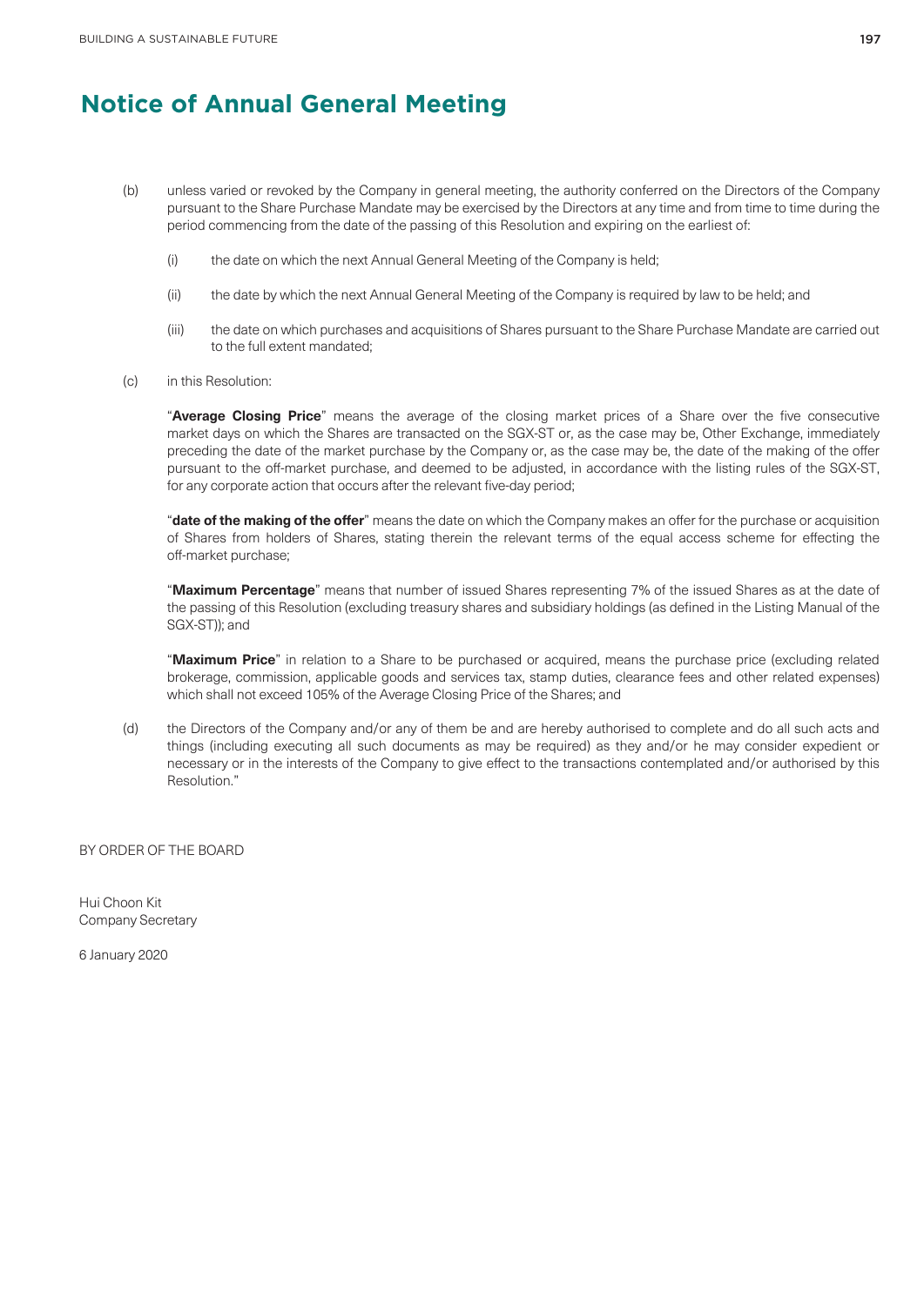# Notice of Annual General Meeting

(b) unless varied or revoked by the Company in general meeting, the authority conferred on the Directors of the Company pursuant to the Share Purchase Mandate may be exercised by the Directors at any time and from time to time during the period commencing from the date of the passing of this Resolution and expiring on the earliest of:

  (i) the date on which the next Annual General Meeting of the Company is held;

  (ii) the date by which the next Annual General Meeting of the Company is required by law to be held; and

  (iii) the date on which purchases and acquisitions of Shares pursuant to the Share Purchase Mandate are carried out to the full extent mandated;

(c) in this Resolution:

"**Average Closing Price**" means the average of the closing market prices of a Share over the five consecutive market days on which the Shares are transacted on the SGX-ST or, as the case may be, Other Exchange, immediately preceding the date of the market purchase by the Company or, as the case may be, the date of the making of the offer pursuant to the off-market purchase, and deemed to be adjusted, in accordance with the listing rules of the SGX-ST, for any corporate action that occurs after the relevant five-day period;

"**date of the making of the offer**" means the date on which the Company makes an offer for the purchase or acquisition of Shares from holders of Shares, stating therein the relevant terms of the equal access scheme for effecting the off-market purchase;

"**Maximum Percentage**" means that number of issued Shares representing 7% of the issued Shares as at the date of the passing of this Resolution (excluding treasury shares and subsidiary holdings (as defined in the Listing Manual of the SGX-ST)); and

"**Maximum Price**" in relation to a Share to be purchased or acquired, means the purchase price (excluding related brokerage, commission, applicable goods and services tax, stamp duties, clearance fees and other related expenses) which shall not exceed 105% of the Average Closing Price of the Shares; and

(d) the Directors of the Company and/or any of them be and are hereby authorised to complete and do all such acts and things (including executing all such documents as may be required) as they and/or he may consider expedient or necessary or in the interests of the Company to give effect to the transactions contemplated and/or authorised by this Resolution."

BY ORDER OF THE BOARD

Hui Choon Kit
Company Secretary

6 January 2020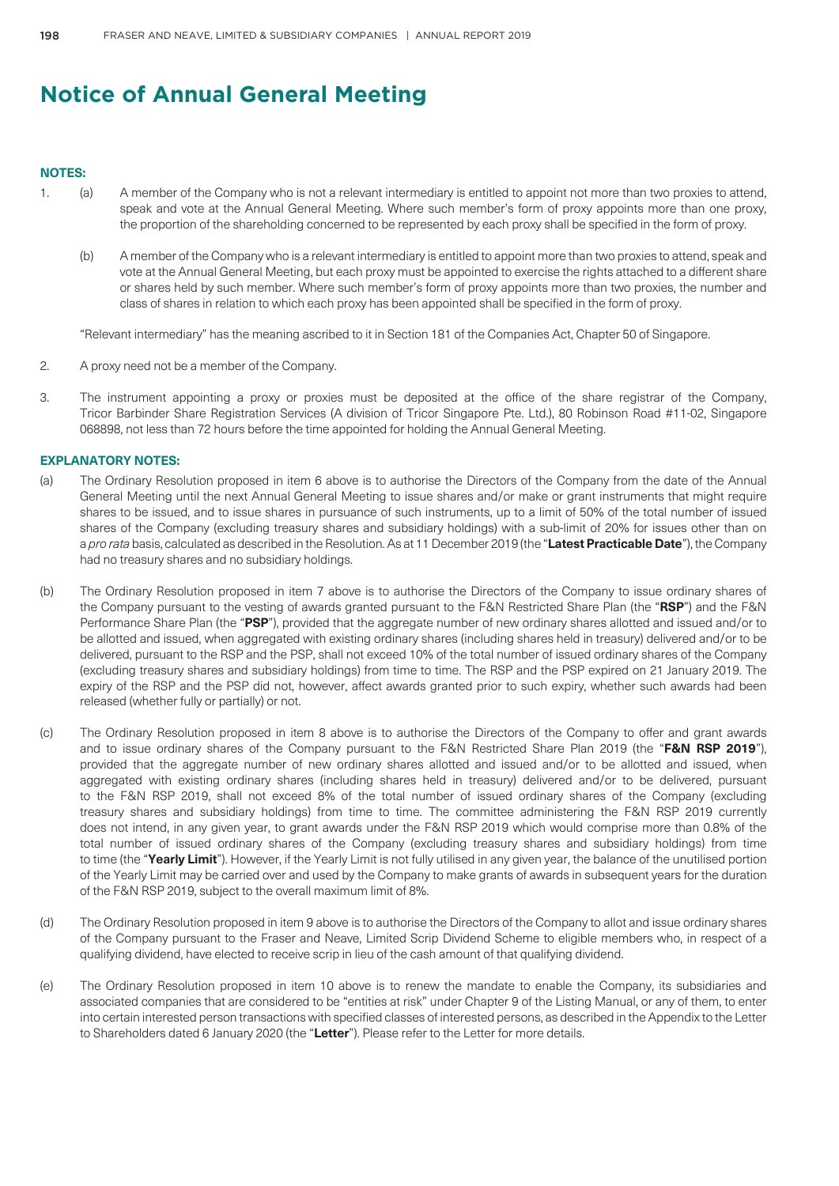# Notice of Annual General Meeting

**NOTES:**

1. (a) A member of the Company who is not a relevant intermediary is entitled to appoint not more than two proxies to attend, speak and vote at the Annual General Meeting. Where such member's form of proxy appoints more than one proxy, the proportion of the shareholding concerned to be represented by each proxy shall be specified in the form of proxy.

   (b) A member of the Company who is a relevant intermediary is entitled to appoint more than two proxies to attend, speak and vote at the Annual General Meeting, but each proxy must be appointed to exercise the rights attached to a different share or shares held by such member. Where such member's form of proxy appoints more than two proxies, the number and class of shares in relation to which each proxy has been appointed shall be specified in the form of proxy.

   "Relevant intermediary" has the meaning ascribed to it in Section 181 of the Companies Act, Chapter 50 of Singapore.

2. A proxy need not be a member of the Company.

3. The instrument appointing a proxy or proxies must be deposited at the office of the share registrar of the Company, Tricor Barbinder Share Registration Services (A division of Tricor Singapore Pte. Ltd.), 80 Robinson Road #11-02, Singapore 068898, not less than 72 hours before the time appointed for holding the Annual General Meeting.

**EXPLANATORY NOTES:**

(a) The Ordinary Resolution proposed in item 6 above is to authorise the Directors of the Company from the date of the Annual General Meeting until the next Annual General Meeting to issue shares and/or make or grant instruments that might require shares to be issued, and to issue shares in pursuance of such instruments, up to a limit of 50% of the total number of issued shares of the Company (excluding treasury shares and subsidiary holdings) with a sub-limit of 20% for issues other than on a *pro rata* basis, calculated as described in the Resolution. As at 11 December 2019 (the "**Latest Practicable Date**"), the Company had no treasury shares and no subsidiary holdings.

(b) The Ordinary Resolution proposed in item 7 above is to authorise the Directors of the Company to issue ordinary shares of the Company pursuant to the vesting of awards granted pursuant to the F&N Restricted Share Plan (the "**RSP**") and the F&N Performance Share Plan (the "**PSP**"), provided that the aggregate number of new ordinary shares allotted and issued and/or to be allotted and issued, when aggregated with existing ordinary shares (including shares held in treasury) delivered and/or to be delivered, pursuant to the RSP and the PSP, shall not exceed 10% of the total number of issued ordinary shares of the Company (excluding treasury shares and subsidiary holdings) from time to time. The RSP and the PSP expired on 21 January 2019. The expiry of the RSP and the PSP did not, however, affect awards granted prior to such expiry, whether such awards had been released (whether fully or partially) or not.

(c) The Ordinary Resolution proposed in item 8 above is to authorise the Directors of the Company to offer and grant awards and to issue ordinary shares of the Company pursuant to the F&N Restricted Share Plan 2019 (the "**F&N RSP 2019**"), provided that the aggregate number of new ordinary shares allotted and issued and/or to be allotted and issued, when aggregated with existing ordinary shares (including shares held in treasury) delivered and/or to be delivered, pursuant to the F&N RSP 2019, shall not exceed 8% of the total number of issued ordinary shares of the Company (excluding treasury shares and subsidiary holdings) from time to time. The committee administering the F&N RSP 2019 currently does not intend, in any given year, to grant awards under the F&N RSP 2019 which would comprise more than 0.8% of the total number of issued ordinary shares of the Company (excluding treasury shares and subsidiary holdings) from time to time (the "**Yearly Limit**"). However, if the Yearly Limit is not fully utilised in any given year, the balance of the unutilised portion of the Yearly Limit may be carried over and used by the Company to make grants of awards in subsequent years for the duration of the F&N RSP 2019, subject to the overall maximum limit of 8%.

(d) The Ordinary Resolution proposed in item 9 above is to authorise the Directors of the Company to allot and issue ordinary shares of the Company pursuant to the Fraser and Neave, Limited Scrip Dividend Scheme to eligible members who, in respect of a qualifying dividend, have elected to receive scrip in lieu of the cash amount of that qualifying dividend.

(e) The Ordinary Resolution proposed in item 10 above is to renew the mandate to enable the Company, its subsidiaries and associated companies that are considered to be "entities at risk" under Chapter 9 of the Listing Manual, or any of them, to enter into certain interested person transactions with specified classes of interested persons, as described in the Appendix to the Letter to Shareholders dated 6 January 2020 (the "**Letter**"). Please refer to the Letter for more details.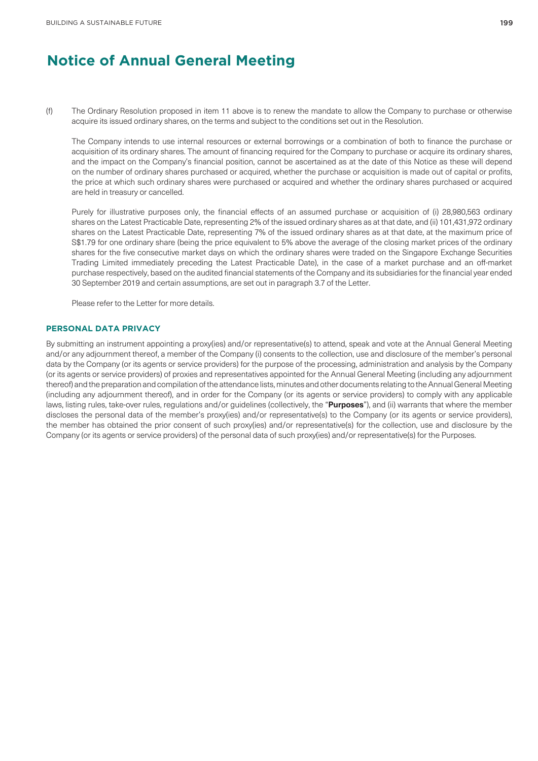# Notice of Annual General Meeting

(f) The Ordinary Resolution proposed in item 11 above is to renew the mandate to allow the Company to purchase or otherwise acquire its issued ordinary shares, on the terms and subject to the conditions set out in the Resolution.

The Company intends to use internal resources or external borrowings or a combination of both to finance the purchase or acquisition of its ordinary shares. The amount of financing required for the Company to purchase or acquire its ordinary shares, and the impact on the Company's financial position, cannot be ascertained as at the date of this Notice as these will depend on the number of ordinary shares purchased or acquired, whether the purchase or acquisition is made out of capital or profits, the price at which such ordinary shares were purchased or acquired and whether the ordinary shares purchased or acquired are held in treasury or cancelled.

Purely for illustrative purposes only, the financial effects of an assumed purchase or acquisition of (i) 28,980,563 ordinary shares on the Latest Practicable Date, representing 2% of the issued ordinary shares as at that date, and (ii) 101,431,972 ordinary shares on the Latest Practicable Date, representing 7% of the issued ordinary shares as at that date, at the maximum price of S$1.79 for one ordinary share (being the price equivalent to 5% above the average of the closing market prices of the ordinary shares for the five consecutive market days on which the ordinary shares were traded on the Singapore Exchange Securities Trading Limited immediately preceding the Latest Practicable Date), in the case of a market purchase and an off-market purchase respectively, based on the audited financial statements of the Company and its subsidiaries for the financial year ended 30 September 2019 and certain assumptions, are set out in paragraph 3.7 of the Letter.

Please refer to the Letter for more details.

## PERSONAL DATA PRIVACY

By submitting an instrument appointing a proxy(ies) and/or representative(s) to attend, speak and vote at the Annual General Meeting and/or any adjournment thereof, a member of the Company (i) consents to the collection, use and disclosure of the member's personal data by the Company (or its agents or service providers) for the purpose of the processing, administration and analysis by the Company (or its agents or service providers) of proxies and representatives appointed for the Annual General Meeting (including any adjournment thereof) and the preparation and compilation of the attendance lists, minutes and other documents relating to the Annual General Meeting (including any adjournment thereof), and in order for the Company (or its agents or service providers) to comply with any applicable laws, listing rules, take-over rules, regulations and/or guidelines (collectively, the "**Purposes**"), and (ii) warrants that where the member discloses the personal data of the member's proxy(ies) and/or representative(s) to the Company (or its agents or service providers), the member has obtained the prior consent of such proxy(ies) and/or representative(s) for the collection, use and disclosure by the Company (or its agents or service providers) of the personal data of such proxy(ies) and/or representative(s) for the Purposes.